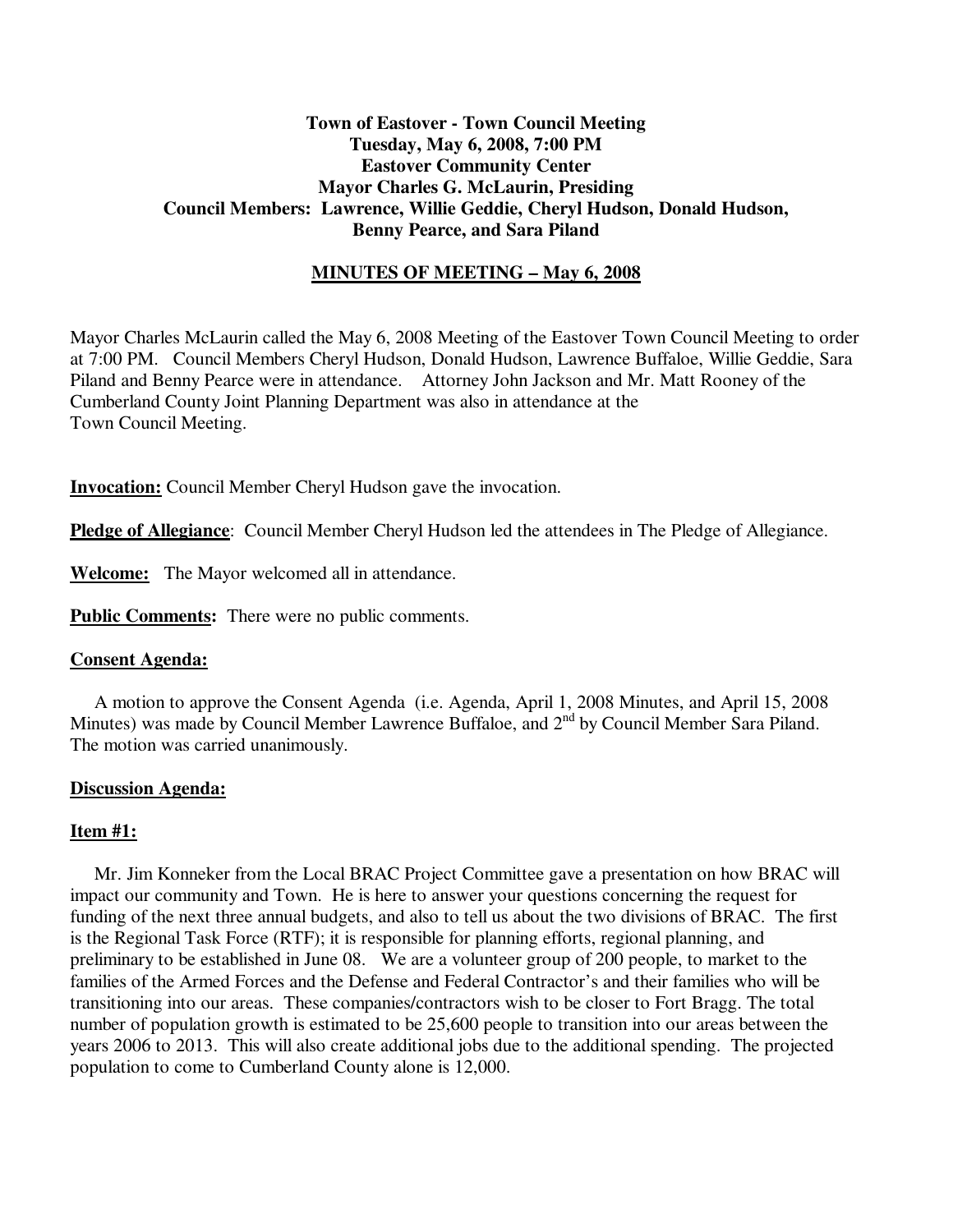**Town of Eastover - Town Council Meeting**
**Tuesday, May 6, 2008, 7:00 PM**
**Eastover Community Center**
**Mayor Charles G. McLaurin, Presiding**
**Council Members: Lawrence, Willie Geddie, Cheryl Hudson, Donald Hudson, Benny Pearce, and Sara Piland**

**MINUTES OF MEETING – May 6, 2008**

Mayor Charles McLaurin called the May 6, 2008 Meeting of the Eastover Town Council Meeting to order at 7:00 PM. Council Members Cheryl Hudson, Donald Hudson, Lawrence Buffaloe, Willie Geddie, Sara Piland and Benny Pearce were in attendance. Attorney John Jackson and Mr. Matt Rooney of the Cumberland County Joint Planning Department was also in attendance at the Town Council Meeting.

**Invocation:** Council Member Cheryl Hudson gave the invocation.

**Pledge of Allegiance**: Council Member Cheryl Hudson led the attendees in The Pledge of Allegiance.

**Welcome:** The Mayor welcomed all in attendance.

**Public Comments:** There were no public comments.

**Consent Agenda:**

A motion to approve the Consent Agenda (i.e. Agenda, April 1, 2008 Minutes, and April 15, 2008 Minutes) was made by Council Member Lawrence Buffaloe, and 2nd by Council Member Sara Piland. The motion was carried unanimously.

**Discussion Agenda:**

**Item #1:**

Mr. Jim Konneker from the Local BRAC Project Committee gave a presentation on how BRAC will impact our community and Town. He is here to answer your questions concerning the request for funding of the next three annual budgets, and also to tell us about the two divisions of BRAC. The first is the Regional Task Force (RTF); it is responsible for planning efforts, regional planning, and preliminary to be established in June 08. We are a volunteer group of 200 people, to market to the families of the Armed Forces and the Defense and Federal Contractor's and their families who will be transitioning into our areas. These companies/contractors wish to be closer to Fort Bragg. The total number of population growth is estimated to be 25,600 people to transition into our areas between the years 2006 to 2013. This will also create additional jobs due to the additional spending. The projected population to come to Cumberland County alone is 12,000.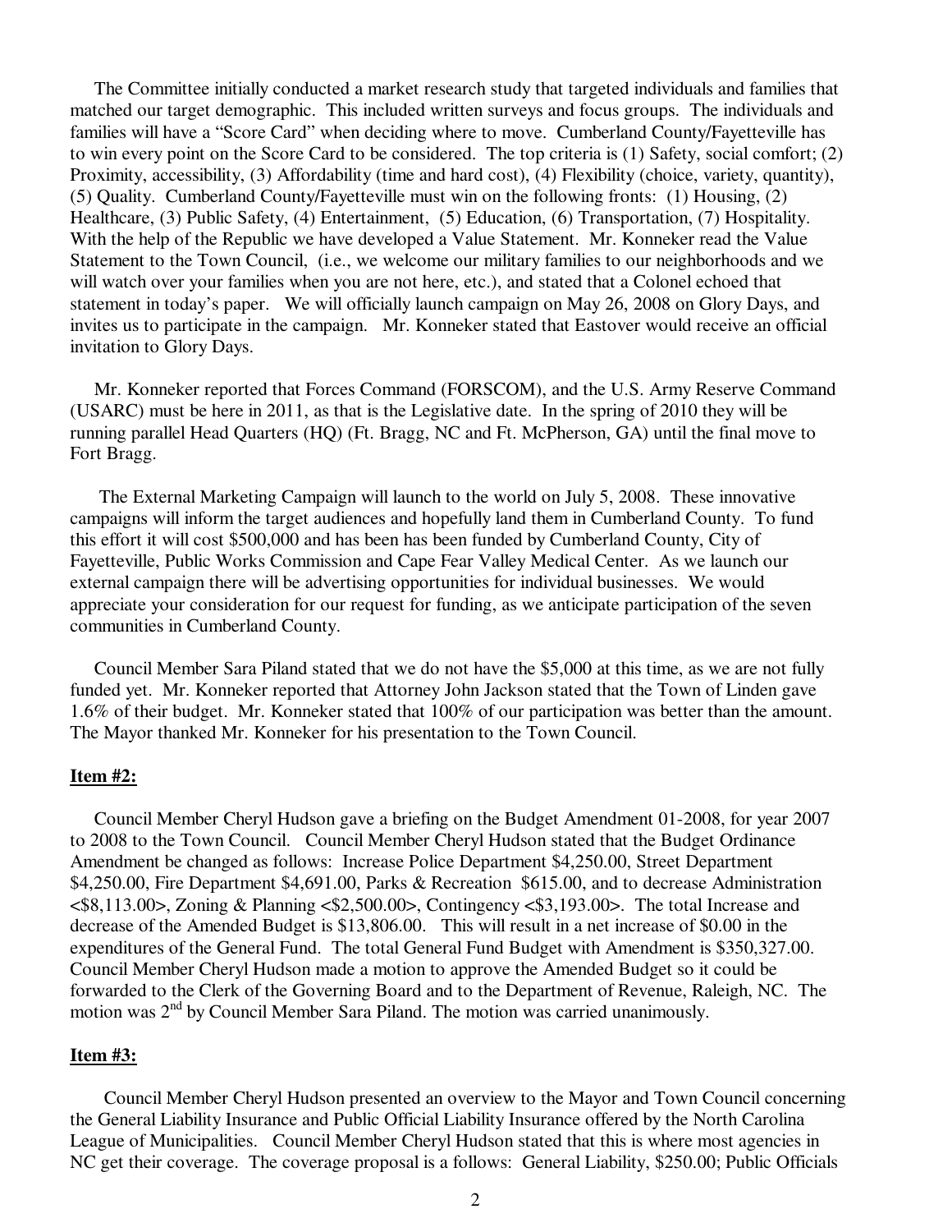The Committee initially conducted a market research study that targeted individuals and families that matched our target demographic. This included written surveys and focus groups. The individuals and families will have a "Score Card" when deciding where to move. Cumberland County/Fayetteville has to win every point on the Score Card to be considered. The top criteria is (1) Safety, social comfort; (2) Proximity, accessibility, (3) Affordability (time and hard cost), (4) Flexibility (choice, variety, quantity), (5) Quality. Cumberland County/Fayetteville must win on the following fronts: (1) Housing, (2) Healthcare, (3) Public Safety, (4) Entertainment, (5) Education, (6) Transportation, (7) Hospitality. With the help of the Republic we have developed a Value Statement. Mr. Konneker read the Value Statement to the Town Council, (i.e., we welcome our military families to our neighborhoods and we will watch over your families when you are not here, etc.), and stated that a Colonel echoed that statement in today's paper. We will officially launch campaign on May 26, 2008 on Glory Days, and invites us to participate in the campaign. Mr. Konneker stated that Eastover would receive an official invitation to Glory Days.

Mr. Konneker reported that Forces Command (FORSCOM), and the U.S. Army Reserve Command (USARC) must be here in 2011, as that is the Legislative date. In the spring of 2010 they will be running parallel Head Quarters (HQ) (Ft. Bragg, NC and Ft. McPherson, GA) until the final move to Fort Bragg.

The External Marketing Campaign will launch to the world on July 5, 2008. These innovative campaigns will inform the target audiences and hopefully land them in Cumberland County. To fund this effort it will cost $500,000 and has been has been funded by Cumberland County, City of Fayetteville, Public Works Commission and Cape Fear Valley Medical Center. As we launch our external campaign there will be advertising opportunities for individual businesses. We would appreciate your consideration for our request for funding, as we anticipate participation of the seven communities in Cumberland County.

Council Member Sara Piland stated that we do not have the $5,000 at this time, as we are not fully funded yet. Mr. Konneker reported that Attorney John Jackson stated that the Town of Linden gave 1.6% of their budget. Mr. Konneker stated that 100% of our participation was better than the amount. The Mayor thanked Mr. Konneker for his presentation to the Town Council.

**Item #2:**

Council Member Cheryl Hudson gave a briefing on the Budget Amendment 01-2008, for year 2007 to 2008 to the Town Council. Council Member Cheryl Hudson stated that the Budget Ordinance Amendment be changed as follows: Increase Police Department $4,250.00, Street Department $4,250.00, Fire Department $4,691.00, Parks & Recreation $615.00, and to decrease Administration <$8,113.00>, Zoning & Planning <$2,500.00>, Contingency <$3,193.00>. The total Increase and decrease of the Amended Budget is $13,806.00. This will result in a net increase of $0.00 in the expenditures of the General Fund. The total General Fund Budget with Amendment is $350,327.00. Council Member Cheryl Hudson made a motion to approve the Amended Budget so it could be forwarded to the Clerk of the Governing Board and to the Department of Revenue, Raleigh, NC. The motion was 2nd by Council Member Sara Piland. The motion was carried unanimously.

**Item #3:**

Council Member Cheryl Hudson presented an overview to the Mayor and Town Council concerning the General Liability Insurance and Public Official Liability Insurance offered by the North Carolina League of Municipalities. Council Member Cheryl Hudson stated that this is where most agencies in NC get their coverage. The coverage proposal is a follows: General Liability, $250.00; Public Officials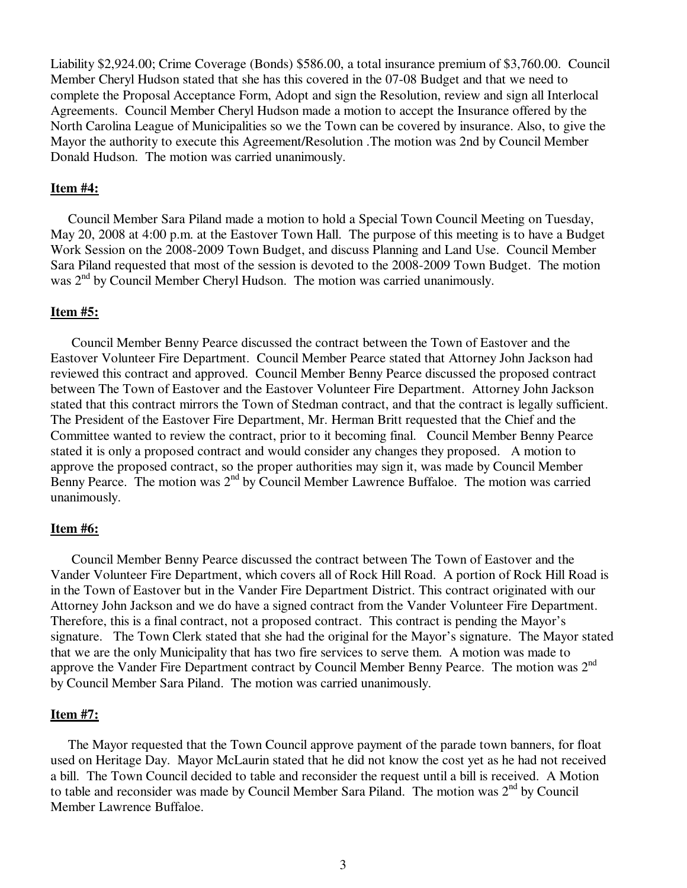Liability $2,924.00; Crime Coverage (Bonds) $586.00, a total insurance premium of $3,760.00. Council Member Cheryl Hudson stated that she has this covered in the 07-08 Budget and that we need to complete the Proposal Acceptance Form, Adopt and sign the Resolution, review and sign all Interlocal Agreements. Council Member Cheryl Hudson made a motion to accept the Insurance offered by the North Carolina League of Municipalities so we the Town can be covered by insurance. Also, to give the Mayor the authority to execute this Agreement/Resolution .The motion was 2nd by Council Member Donald Hudson. The motion was carried unanimously.

**Item #4:**

Council Member Sara Piland made a motion to hold a Special Town Council Meeting on Tuesday, May 20, 2008 at 4:00 p.m. at the Eastover Town Hall. The purpose of this meeting is to have a Budget Work Session on the 2008-2009 Town Budget, and discuss Planning and Land Use. Council Member Sara Piland requested that most of the session is devoted to the 2008-2009 Town Budget. The motion was 2nd by Council Member Cheryl Hudson. The motion was carried unanimously.

**Item #5:**

Council Member Benny Pearce discussed the contract between the Town of Eastover and the Eastover Volunteer Fire Department. Council Member Pearce stated that Attorney John Jackson had reviewed this contract and approved. Council Member Benny Pearce discussed the proposed contract between The Town of Eastover and the Eastover Volunteer Fire Department. Attorney John Jackson stated that this contract mirrors the Town of Stedman contract, and that the contract is legally sufficient. The President of the Eastover Fire Department, Mr. Herman Britt requested that the Chief and the Committee wanted to review the contract, prior to it becoming final. Council Member Benny Pearce stated it is only a proposed contract and would consider any changes they proposed. A motion to approve the proposed contract, so the proper authorities may sign it, was made by Council Member Benny Pearce. The motion was 2nd by Council Member Lawrence Buffaloe. The motion was carried unanimously.

**Item #6:**

Council Member Benny Pearce discussed the contract between The Town of Eastover and the Vander Volunteer Fire Department, which covers all of Rock Hill Road. A portion of Rock Hill Road is in the Town of Eastover but in the Vander Fire Department District. This contract originated with our Attorney John Jackson and we do have a signed contract from the Vander Volunteer Fire Department. Therefore, this is a final contract, not a proposed contract. This contract is pending the Mayor's signature. The Town Clerk stated that she had the original for the Mayor's signature. The Mayor stated that we are the only Municipality that has two fire services to serve them. A motion was made to approve the Vander Fire Department contract by Council Member Benny Pearce. The motion was 2nd by Council Member Sara Piland. The motion was carried unanimously.

**Item #7:**

The Mayor requested that the Town Council approve payment of the parade town banners, for float used on Heritage Day. Mayor McLaurin stated that he did not know the cost yet as he had not received a bill. The Town Council decided to table and reconsider the request until a bill is received. A Motion to table and reconsider was made by Council Member Sara Piland. The motion was 2nd by Council Member Lawrence Buffaloe.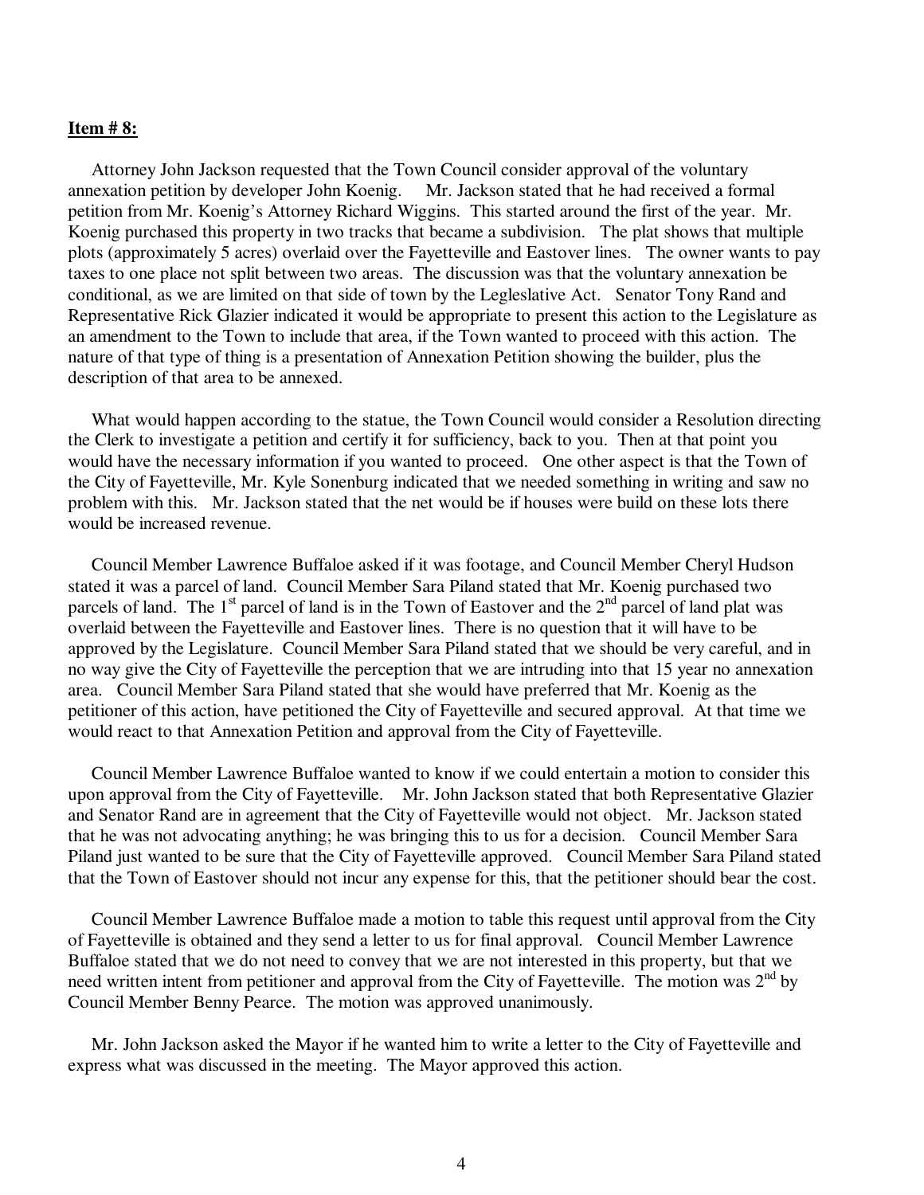**Item # 8:**

Attorney John Jackson requested that the Town Council consider approval of the voluntary annexation petition by developer John Koenig. Mr. Jackson stated that he had received a formal petition from Mr. Koenig's Attorney Richard Wiggins. This started around the first of the year. Mr. Koenig purchased this property in two tracks that became a subdivision. The plat shows that multiple plots (approximately 5 acres) overlaid over the Fayetteville and Eastover lines. The owner wants to pay taxes to one place not split between two areas. The discussion was that the voluntary annexation be conditional, as we are limited on that side of town by the Legleslative Act. Senator Tony Rand and Representative Rick Glazier indicated it would be appropriate to present this action to the Legislature as an amendment to the Town to include that area, if the Town wanted to proceed with this action. The nature of that type of thing is a presentation of Annexation Petition showing the builder, plus the description of that area to be annexed.

What would happen according to the statue, the Town Council would consider a Resolution directing the Clerk to investigate a petition and certify it for sufficiency, back to you. Then at that point you would have the necessary information if you wanted to proceed. One other aspect is that the Town of the City of Fayetteville, Mr. Kyle Sonenburg indicated that we needed something in writing and saw no problem with this. Mr. Jackson stated that the net would be if houses were build on these lots there would be increased revenue.

Council Member Lawrence Buffaloe asked if it was footage, and Council Member Cheryl Hudson stated it was a parcel of land. Council Member Sara Piland stated that Mr. Koenig purchased two parcels of land. The 1st parcel of land is in the Town of Eastover and the 2nd parcel of land plat was overlaid between the Fayetteville and Eastover lines. There is no question that it will have to be approved by the Legislature. Council Member Sara Piland stated that we should be very careful, and in no way give the City of Fayetteville the perception that we are intruding into that 15 year no annexation area. Council Member Sara Piland stated that she would have preferred that Mr. Koenig as the petitioner of this action, have petitioned the City of Fayetteville and secured approval. At that time we would react to that Annexation Petition and approval from the City of Fayetteville.

Council Member Lawrence Buffaloe wanted to know if we could entertain a motion to consider this upon approval from the City of Fayetteville. Mr. John Jackson stated that both Representative Glazier and Senator Rand are in agreement that the City of Fayetteville would not object. Mr. Jackson stated that he was not advocating anything; he was bringing this to us for a decision. Council Member Sara Piland just wanted to be sure that the City of Fayetteville approved. Council Member Sara Piland stated that the Town of Eastover should not incur any expense for this, that the petitioner should bear the cost.

Council Member Lawrence Buffaloe made a motion to table this request until approval from the City of Fayetteville is obtained and they send a letter to us for final approval. Council Member Lawrence Buffaloe stated that we do not need to convey that we are not interested in this property, but that we need written intent from petitioner and approval from the City of Fayetteville. The motion was 2nd by Council Member Benny Pearce. The motion was approved unanimously.

Mr. John Jackson asked the Mayor if he wanted him to write a letter to the City of Fayetteville and express what was discussed in the meeting. The Mayor approved this action.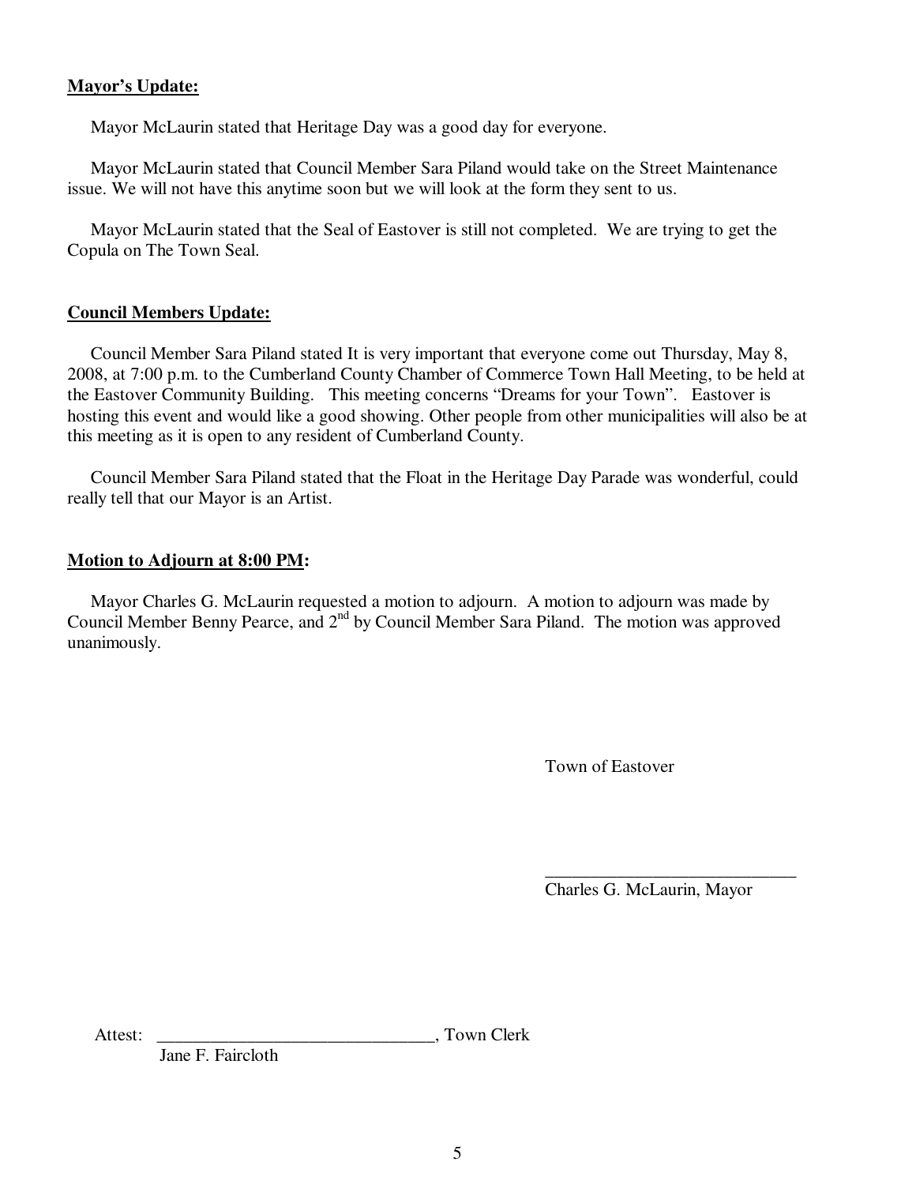**Mayor's Update:**

Mayor McLaurin stated that Heritage Day was a good day for everyone.

Mayor McLaurin stated that Council Member Sara Piland would take on the Street Maintenance issue. We will not have this anytime soon but we will look at the form they sent to us.

Mayor McLaurin stated that the Seal of Eastover is still not completed. We are trying to get the Copula on The Town Seal.

**Council Members Update:**

Council Member Sara Piland stated It is very important that everyone come out Thursday, May 8, 2008, at 7:00 p.m. to the Cumberland County Chamber of Commerce Town Hall Meeting, to be held at the Eastover Community Building. This meeting concerns "Dreams for your Town". Eastover is hosting this event and would like a good showing. Other people from other municipalities will also be at this meeting as it is open to any resident of Cumberland County.

Council Member Sara Piland stated that the Float in the Heritage Day Parade was wonderful, could really tell that our Mayor is an Artist.

**Motion to Adjourn at 8:00 PM:**

Mayor Charles G. McLaurin requested a motion to adjourn. A motion to adjourn was made by Council Member Benny Pearce, and 2nd by Council Member Sara Piland. The motion was approved unanimously.

Town of Eastover

____________________________
Charles G. McLaurin, Mayor

Attest: _______________________________, Town Clerk
Jane F. Faircloth